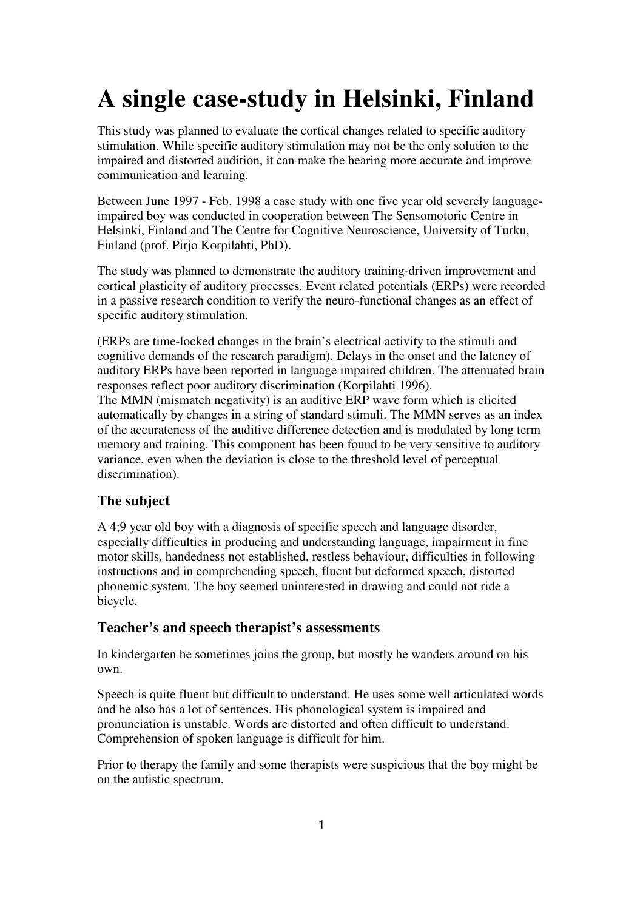# A single case-study in Helsinki, Finland

This study was planned to evaluate the cortical changes related to specific auditory stimulation. While specific auditory stimulation may not be the only solution to the impaired and distorted audition, it can make the hearing more accurate and improve communication and learning.

Between June 1997 - Feb. 1998 a case study with one five year old severely language-impaired boy was conducted in cooperation between The Sensomotoric Centre in Helsinki, Finland and The Centre for Cognitive Neuroscience, University of Turku, Finland (prof. Pirjo Korpilahti, PhD).

The study was planned to demonstrate the auditory training-driven improvement and cortical plasticity of auditory processes. Event related potentials (ERPs) were recorded in a passive research condition to verify the neuro-functional changes as an effect of specific auditory stimulation.

(ERPs are time-locked changes in the brain's electrical activity to the stimuli and cognitive demands of the research paradigm). Delays in the onset and the latency of auditory ERPs have been reported in language impaired children. The attenuated brain responses reflect poor auditory discrimination (Korpilahti 1996).
The MMN (mismatch negativity) is an auditive ERP wave form which is elicited automatically by changes in a string of standard stimuli. The MMN serves as an index of the accurateness of the auditive difference detection and is modulated by long term memory and training. This component has been found to be very sensitive to auditory variance, even when the deviation is close to the threshold level of perceptual discrimination).

## The subject

A 4;9 year old boy with a diagnosis of specific speech and language disorder, especially difficulties in producing and understanding language, impairment in fine motor skills, handedness not established, restless behaviour, difficulties in following instructions and in comprehending speech, fluent but deformed speech, distorted phonemic system. The boy seemed uninterested in drawing and could not ride a bicycle.

## Teacher's and speech therapist's assessments

In kindergarten he sometimes joins the group, but mostly he wanders around on his own.

Speech is quite fluent but difficult to understand. He uses some well articulated words and he also has a lot of sentences. His phonological system is impaired and pronunciation is unstable. Words are distorted and often difficult to understand. Comprehension of spoken language is difficult for him.

Prior to therapy the family and some therapists were suspicious that the boy might be on the autistic spectrum.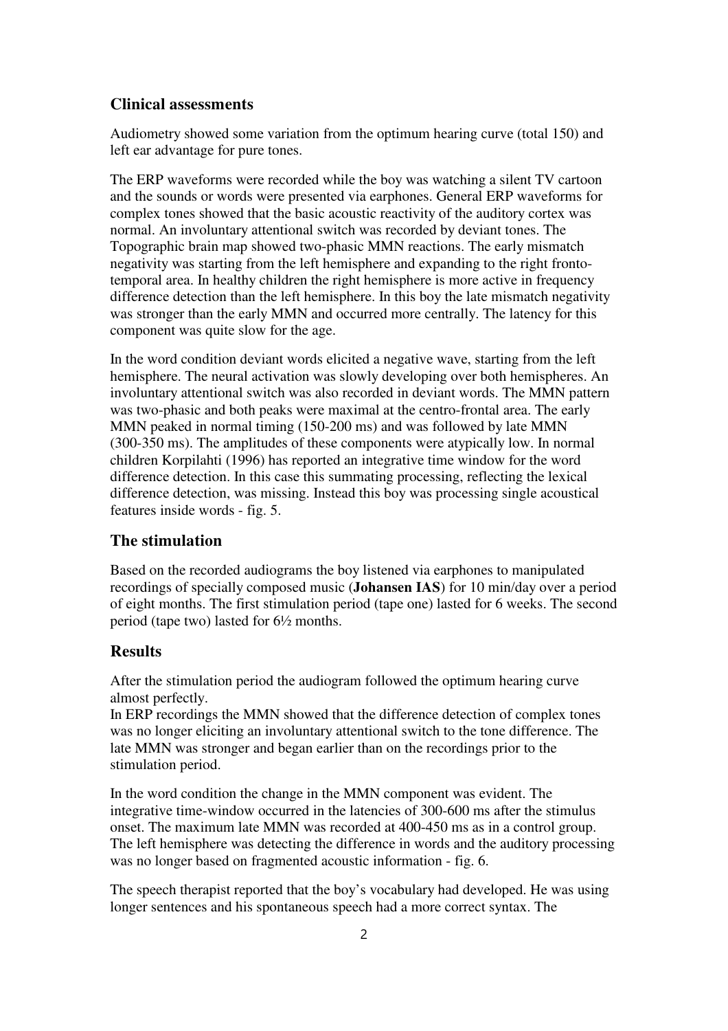## Clinical assessments

Audiometry showed some variation from the optimum hearing curve (total 150) and left ear advantage for pure tones.

The ERP waveforms were recorded while the boy was watching a silent TV cartoon and the sounds or words were presented via earphones. General ERP waveforms for complex tones showed that the basic acoustic reactivity of the auditory cortex was normal. An involuntary attentional switch was recorded by deviant tones. The Topographic brain map showed two-phasic MMN reactions. The early mismatch negativity was starting from the left hemisphere and expanding to the right fronto-temporal area. In healthy children the right hemisphere is more active in frequency difference detection than the left hemisphere. In this boy the late mismatch negativity was stronger than the early MMN and occurred more centrally. The latency for this component was quite slow for the age.

In the word condition deviant words elicited a negative wave, starting from the left hemisphere. The neural activation was slowly developing over both hemispheres. An involuntary attentional switch was also recorded in deviant words. The MMN pattern was two-phasic and both peaks were maximal at the centro-frontal area. The early MMN peaked in normal timing (150-200 ms) and was followed by late MMN (300-350 ms). The amplitudes of these components were atypically low. In normal children Korpilahti (1996) has reported an integrative time window for the word difference detection. In this case this summating processing, reflecting the lexical difference detection, was missing. Instead this boy was processing single acoustical features inside words - fig. 5.

## The stimulation

Based on the recorded audiograms the boy listened via earphones to manipulated recordings of specially composed music (**Johansen IAS**) for 10 min/day over a period of eight months. The first stimulation period (tape one) lasted for 6 weeks. The second period (tape two) lasted for 6½ months.

## Results

After the stimulation period the audiogram followed the optimum hearing curve almost perfectly.
In ERP recordings the MMN showed that the difference detection of complex tones was no longer eliciting an involuntary attentional switch to the tone difference. The late MMN was stronger and began earlier than on the recordings prior to the stimulation period.

In the word condition the change in the MMN component was evident. The integrative time-window occurred in the latencies of 300-600 ms after the stimulus onset. The maximum late MMN was recorded at 400-450 ms as in a control group. The left hemisphere was detecting the difference in words and the auditory processing was no longer based on fragmented acoustic information - fig. 6.

The speech therapist reported that the boy's vocabulary had developed. He was using longer sentences and his spontaneous speech had a more correct syntax. The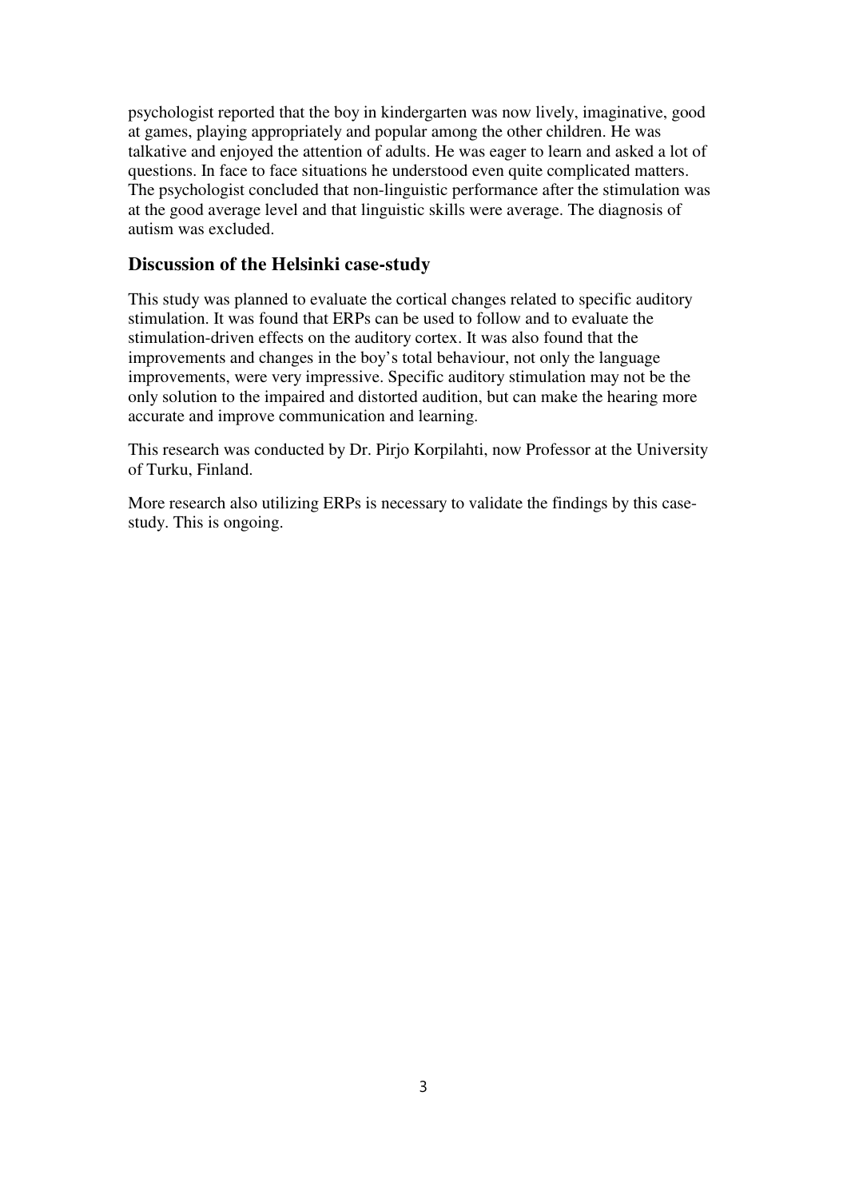psychologist reported that the boy in kindergarten was now lively, imaginative, good at games, playing appropriately and popular among the other children. He was talkative and enjoyed the attention of adults. He was eager to learn and asked a lot of questions. In face to face situations he understood even quite complicated matters. The psychologist concluded that non-linguistic performance after the stimulation was at the good average level and that linguistic skills were average. The diagnosis of autism was excluded.

## Discussion of the Helsinki case-study

This study was planned to evaluate the cortical changes related to specific auditory stimulation. It was found that ERPs can be used to follow and to evaluate the stimulation-driven effects on the auditory cortex. It was also found that the improvements and changes in the boy's total behaviour, not only the language improvements, were very impressive. Specific auditory stimulation may not be the only solution to the impaired and distorted audition, but can make the hearing more accurate and improve communication and learning.

This research was conducted by Dr. Pirjo Korpilahti, now Professor at the University of Turku, Finland.

More research also utilizing ERPs is necessary to validate the findings by this case-study. This is ongoing.